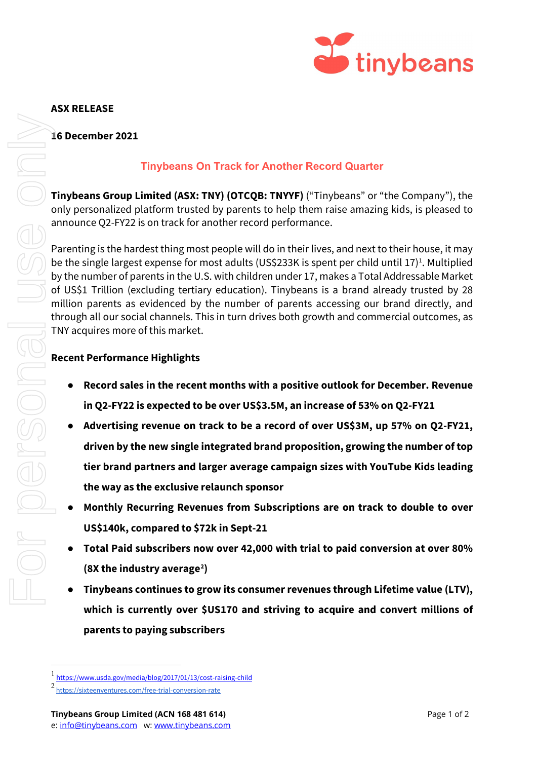**ASX RELEASE**

**16 December 2021**

## Tinybeans On Track for Another Record Quarter

**Tinybeans Group Limited (ASX: TNY) (OTCQB: TNYYF)** ("Tinybeans" or "the Company"), the only personalized platform trusted by parents to help them raise amazing kids, is pleased to announce Q2-FY22 is on track for another record performance.

Parenting is the hardest thing most people will do in their lives, and next to their house, it may be the single largest expense for most adults (US$233K is spent per child until 17)[1]. Multiplied by the number of parents in the U.S. with children under 17, makes a Total Addressable Market of US$1 Trillion (excluding tertiary education). Tinybeans is a brand already trusted by 28 million parents as evidenced by the number of parents accessing our brand directly, and through all our social channels. This in turn drives both growth and commercial outcomes, as TNY acquires more of this market.

**Recent Performance Highlights**

- **Record sales in the recent months with a positive outlook for December. Revenue in Q2-FY22 is expected to be over US$3.5M, an increase of 53% on Q2-FY21**
- **Advertising revenue on track to be a record of over US$3M, up 57% on Q2-FY21, driven by the new single integrated brand proposition, growing the number of top tier brand partners and larger average campaign sizes with YouTube Kids leading the way as the exclusive relaunch sponsor**
- **Monthly Recurring Revenues from Subscriptions are on track to double to over US$140k, compared to $72k in Sept-21**
- **Total Paid subscribers now over 42,000 with trial to paid conversion at over 80% (8X the industry average[2])**
- **Tinybeans continues to grow its consumer revenues through Lifetime value (LTV), which is currently over $US170 and striving to acquire and convert millions of parents to paying subscribers**

---

[1] https://www.usda.gov/media/blog/2017/01/13/cost-raising-child

[2] https://sixteenventures.com/free-trial-conversion-rate

**Tinybeans Group Limited (ACN 168 481 614)**
e: info@tinybeans.com w: www.tinybeans.com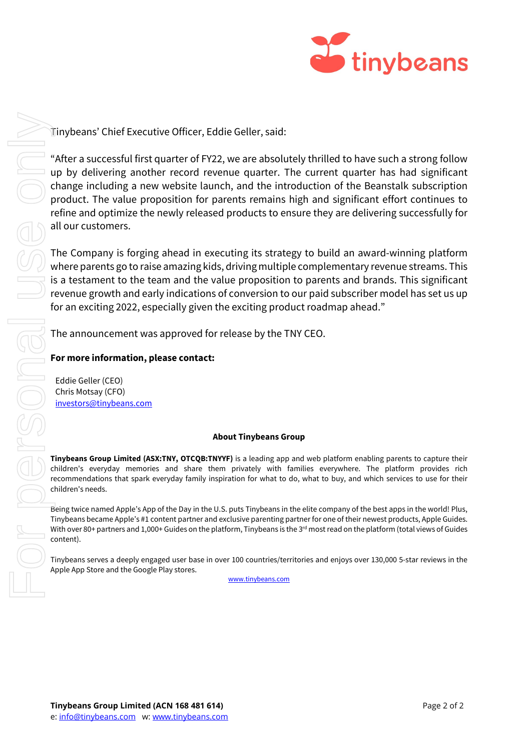Tinybeans' Chief Executive Officer, Eddie Geller, said:

"After a successful first quarter of FY22, we are absolutely thrilled to have such a strong follow up by delivering another record revenue quarter. The current quarter has had significant change including a new website launch, and the introduction of the Beanstalk subscription product. The value proposition for parents remains high and significant effort continues to refine and optimize the newly released products to ensure they are delivering successfully for all our customers.

The Company is forging ahead in executing its strategy to build an award-winning platform where parents go to raise amazing kids, driving multiple complementary revenue streams. This is a testament to the team and the value proposition to parents and brands. This significant revenue growth and early indications of conversion to our paid subscriber model has set us up for an exciting 2022, especially given the exciting product roadmap ahead."

The announcement was approved for release by the TNY CEO.

**For more information, please contact:**

Eddie Geller (CEO)
Chris Motsay (CFO)
investors@tinybeans.com

## About Tinybeans Group

**Tinybeans Group Limited (ASX:TNY, OTCQB:TNYYF)** is a leading app and web platform enabling parents to capture their children's everyday memories and share them privately with families everywhere. The platform provides rich recommendations that spark everyday family inspiration for what to do, what to buy, and which services to use for their children's needs.

Being twice named Apple's App of the Day in the U.S. puts Tinybeans in the elite company of the best apps in the world! Plus, Tinybeans became Apple's #1 content partner and exclusive parenting partner for one of their newest products, Apple Guides. With over 80+ partners and 1,000+ Guides on the platform, Tinybeans is the 3rd most read on the platform (total views of Guides content).

Tinybeans serves a deeply engaged user base in over 100 countries/territories and enjoys over 130,000 5-star reviews in the Apple App Store and the Google Play stores.

www.tinybeans.com

**Tinybeans Group Limited (ACN 168 481 614)**
e: info@tinybeans.com w: www.tinybeans.com